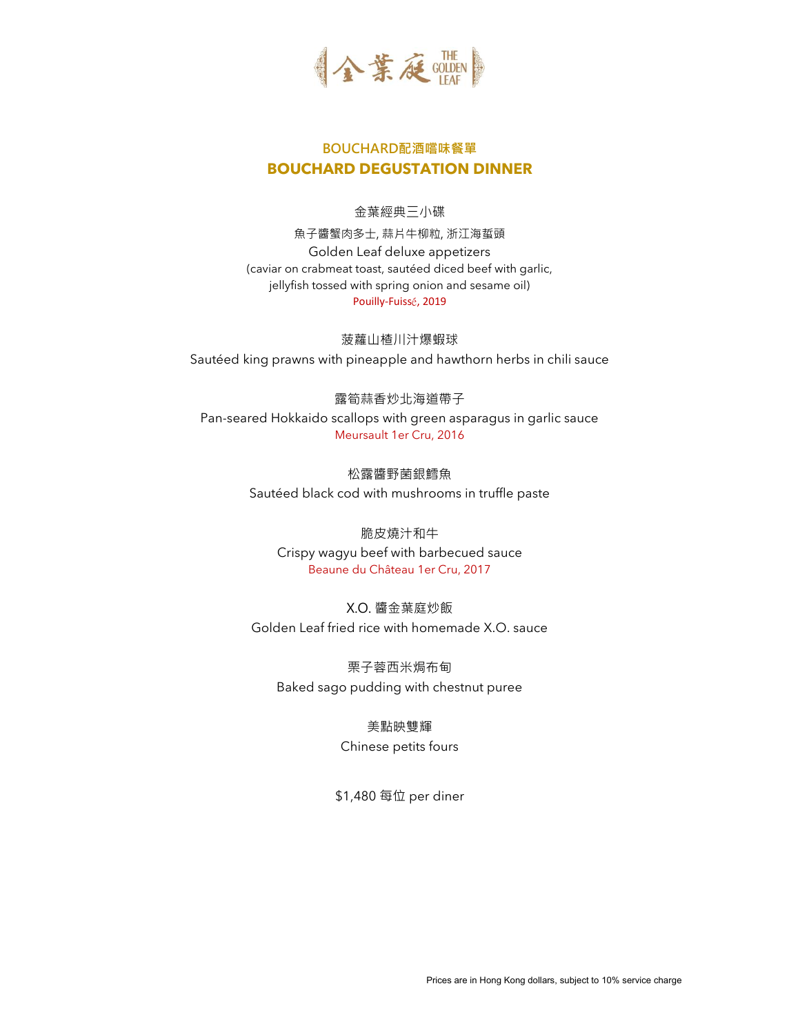金葉庭 THE GOLDEN LEAF

## BOUCHARD配酒嚐味餐單
## BOUCHARD DEGUSTATION DINNER

金葉經典三小碟

魚子醬蟹肉多士, 蒜片牛柳粒, 浙江海蜇頭

Golden Leaf deluxe appetizers

(caviar on crabmeat toast, sautéed diced beef with garlic, jellyfish tossed with spring onion and sesame oil)

Pouilly-Fuissé, 2019

菠蘿山楂川汁爆蝦球

Sautéed king prawns with pineapple and hawthorn herbs in chili sauce

露筍蒜香炒北海道帶子

Pan-seared Hokkaido scallops with green asparagus in garlic sauce

Meursault 1er Cru, 2016

松露醬野菌銀鱈魚

Sautéed black cod with mushrooms in truffle paste

脆皮燒汁和牛

Crispy wagyu beef with barbecued sauce

Beaune du Château 1er Cru, 2017

X.O. 醬金葉庭炒飯

Golden Leaf fried rice with homemade X.O. sauce

栗子蓉西米焗布甸

Baked sago pudding with chestnut puree

美點映雙輝

Chinese petits fours

$1,480 每位 per diner

Prices are in Hong Kong dollars, subject to 10% service charge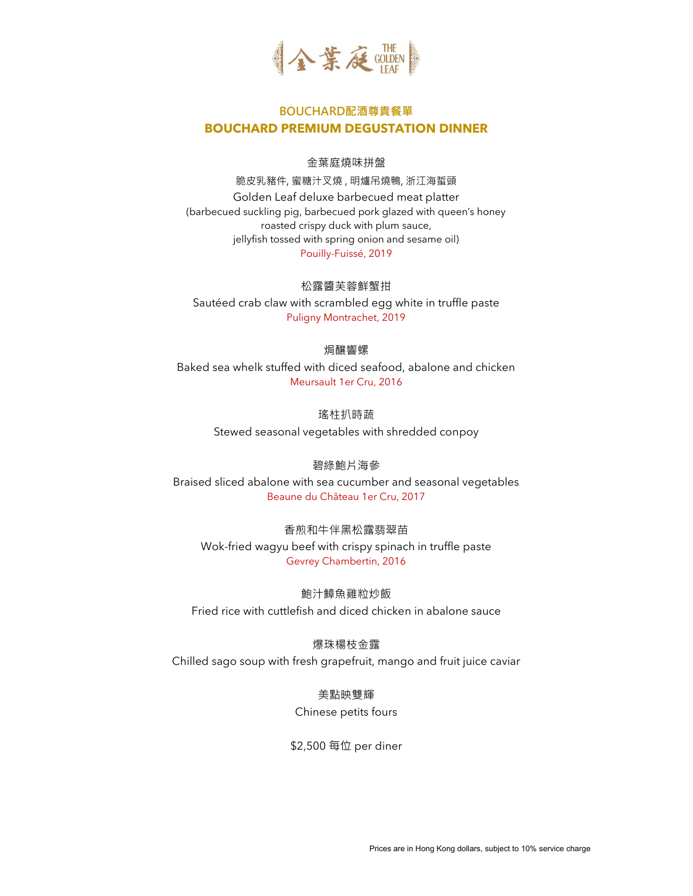金葉庭 THE GOLDEN LEAF

## BOUCHARD配酒尊貴餐單
## BOUCHARD PREMIUM DEGUSTATION DINNER

金葉庭燒味拼盤

脆皮乳豬件, 蜜糖汁叉燒 , 明爐吊燒鴨, 浙江海蜇頭

Golden Leaf deluxe barbecued meat platter
(barbecued suckling pig, barbecued pork glazed with queen's honey
roasted crispy duck with plum sauce,
jellyfish tossed with spring onion and sesame oil)

Pouilly-Fuissé, 2019

松露醬芙蓉鮮蟹拑

Sautéed crab claw with scrambled egg white in truffle paste

Puligny Montrachet, 2019

焗釀響螺

Baked sea whelk stuffed with diced seafood, abalone and chicken

Meursault 1er Cru, 2016

瑤柱扒時蔬

Stewed seasonal vegetables with shredded conpoy

碧綠鮑片海參

Braised sliced abalone with sea cucumber and seasonal vegetables

Beaune du Château 1er Cru, 2017

香煎和牛伴黑松露翡翠苗

Wok-fried wagyu beef with crispy spinach in truffle paste

Gevrey Chambertin, 2016

鮑汁鱆魚雞粒炒飯

Fried rice with cuttlefish and diced chicken in abalone sauce

爆珠楊枝金露

Chilled sago soup with fresh grapefruit, mango and fruit juice caviar

美點映雙輝

Chinese petits fours

$2,500 每位 per diner

Prices are in Hong Kong dollars, subject to 10% service charge